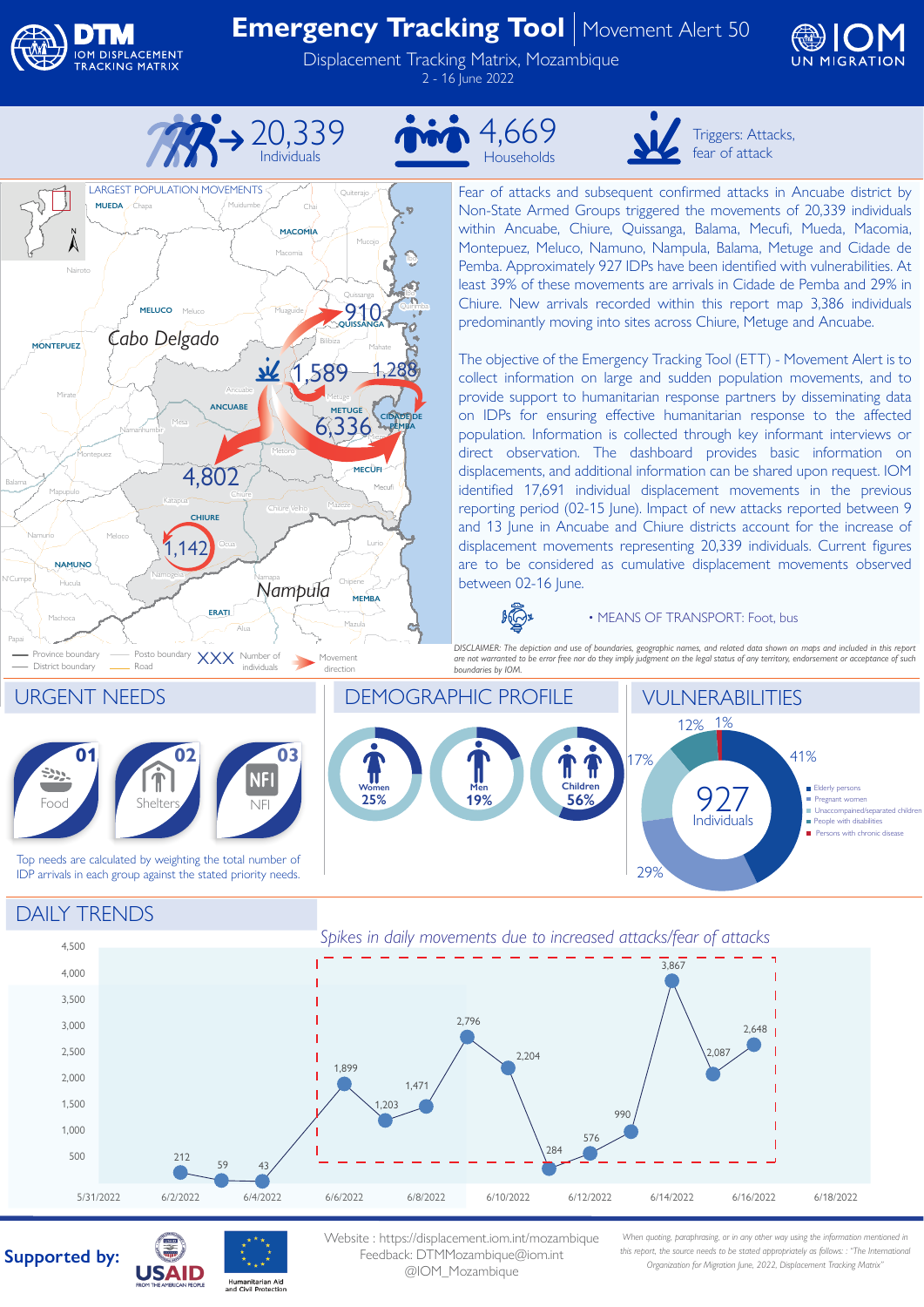# Emergency Tracking Tool | Movement Alert 50

Displacement Tracking Matrix, Mozambique

2 - 16 June 2022

**20,339** Individuals

**4,669** Households

Triggers: Attacks, fear of attack

Fear of attacks and subsequent confirmed attacks in Ancuabe district by Non-State Armed Groups triggered the movements of 20,339 individuals within Ancuabe, Chiure, Quissanga, Balama, Mecufi, Mueda, Macomia, Montepuez, Meluco, Namuno, Nampula, Balama, Metuge and Cidade de Pemba. Approximately 927 IDPs have been identified with vulnerabilities. At least 39% of these movements are arrivals in Cidade de Pemba and 29% in Chiure. New arrivals recorded within this report map 3,386 individuals predominantly moving into sites across Chiure, Metuge and Ancuabe.

The objective of the Emergency Tracking Tool (ETT) - Movement Alert is to collect information on large and sudden population movements, and to provide support to humanitarian response partners by disseminating data on IDPs for ensuring effective humanitarian response to the affected population. Information is collected through key informant interviews or direct observation. The dashboard provides basic information on displacements, and additional information can be shared upon request. IOM identified 17,691 individual displacement movements in the previous reporting period (02-15 June). Impact of new attacks reported between 9 and 13 June in Ancuabe and Chiure districts account for the increase of displacement movements representing 20,339 individuals. Current figures are to be considered as cumulative displacement movements observed between 02-16 June.

• MEANS OF TRANSPORT: Foot, bus

LARGEST POPULATION MOVEMENTS (map): Quissanga 910; Ancuabe 1,589; Cidade de Pemba 1,288; Metuge 6,336; Chiure 4,802; Chiure 1,142.

*DISCLAIMER: The depiction and use of boundaries, geographic names, and related data shown on maps and included in this report are not warranted to be error free nor do they imply judgment on the legal status of any territory, endorsement or acceptance of such boundaries by IOM.*

## URGENT NEEDS

1. Food
2. Shelters
3. NFI

Top needs are calculated by weighting the total number of IDP arrivals in each group against the stated priority needs.

## DEMOGRAPHIC PROFILE

- Women 25%
- Men 19%
- Children 56%

## VULNERABILITIES

927 Individuals

- Elderly persons 41%
- Pregnant women 29%
- Unaccompanied/separated children 17%
- People with disabilities 12%
- Persons with chronic disease 1%

## DAILY TRENDS

*Spikes in daily movements due to increased attacks/fear of attacks*

| Date | Individuals |
|---|---|
| 6/2/2022 | 212 |
| 6/3/2022 | 59 |
| 6/4/2022 | 43 |
| 6/6/2022 | 1,899 |
| 6/7/2022 | 1,203 |
| 6/8/2022 | 1,471 |
| 6/9/2022 | 2,796 |
| 6/10/2022 | 2,204 |
| 6/11/2022 | 284 |
| 6/12/2022 | 576 |
| 6/13/2022 | 990 |
| 6/14/2022 | 3,867 |
| 6/15/2022 | 2,087 |
| 6/16/2022 | 2,648 |

Supported by: USAID, Humanitarian Aid and Civil Protection

Website : https://displacement.iom.int/mozambique
Feedback: DTMMozambique@iom.int
@IOM_Mozambique

*When quoting, paraphrasing, or in any other way using the information mentioned in this report, the source needs to be stated appropriately as follows: "The International Organization for Migration June, 2022, Displacement Tracking Matrix"*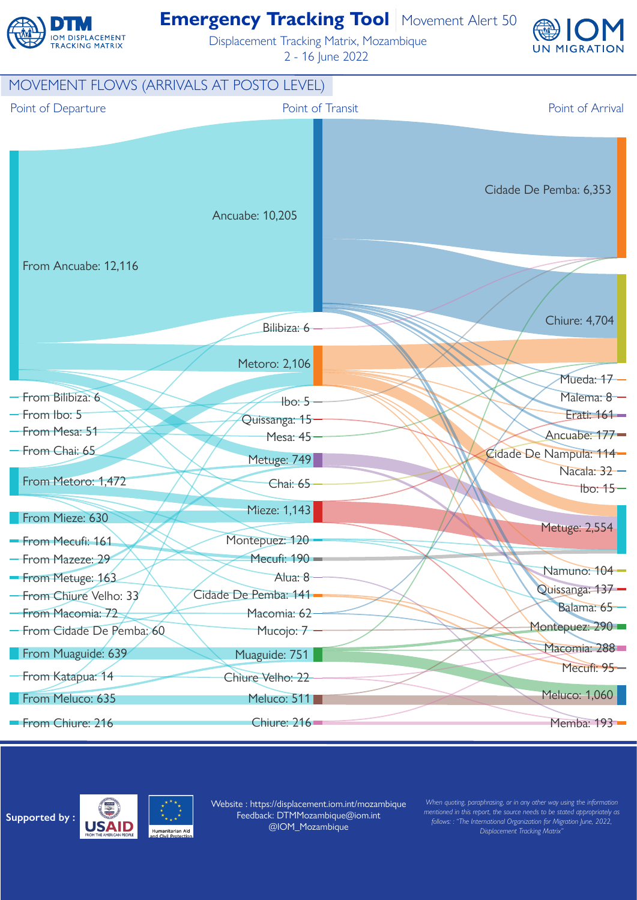# Emergency Tracking Tool | Movement Alert 50

Displacement Tracking Matrix, Mozambique

2 - 16 June 2022

## MOVEMENT FLOWS (ARRIVALS AT POSTO LEVEL)

Point of Departure

Point of Transit

Point of Arrival

From Ancuabe: 12,116
From Bilibiza: 6
From Ibo: 5
From Mesa: 51
From Chai: 65
From Metoro: 1,472
From Mieze: 630
From Mecufi: 161
From Mazeze: 29
From Metuge: 163
From Chiure Velho: 33
From Macomia: 72
From Cidade De Pemba: 60
From Muaguide: 639
From Katapua: 14
From Meluco: 635
From Chiure: 216

Ancuabe: 10,205
Bilibiza: 6
Metoro: 2,106
Ibo: 5
Quissanga: 15
Mesa: 45
Metuge: 749
Chai: 65
Mieze: 1,143
Montepuez: 120
Mecufi: 190
Alua: 8
Cidade De Pemba: 141
Macomia: 62
Mucojo: 7
Muaguide: 751
Chiure Velho: 22
Meluco: 511
Chiure: 216

Cidade De Pemba: 6,353
Chiure: 4,704
Mueda: 17
Malema: 8
Erati: 161
Ancuabe: 177
Cidade De Nampula: 114
Nacala: 32
Ibo: 15
Metuge: 2,554
Namuno: 104
Quissanga: 137
Balama: 65
Montepuez: 290
Macomia: 288
Mecufi: 95
Meluco: 1,060
Memba: 193

**Supported by :**

Website : https://displacement.iom.int/mozambique
Feedback: DTMMozambique@iom.int
@IOM_Mozambique

*When quoting, paraphrasing, or in any other way using the information mentioned in this report, the source needs to be stated appropriately as follows: : "The International Organization for Migration June, 2022, Displacement Tracking Matrix"*